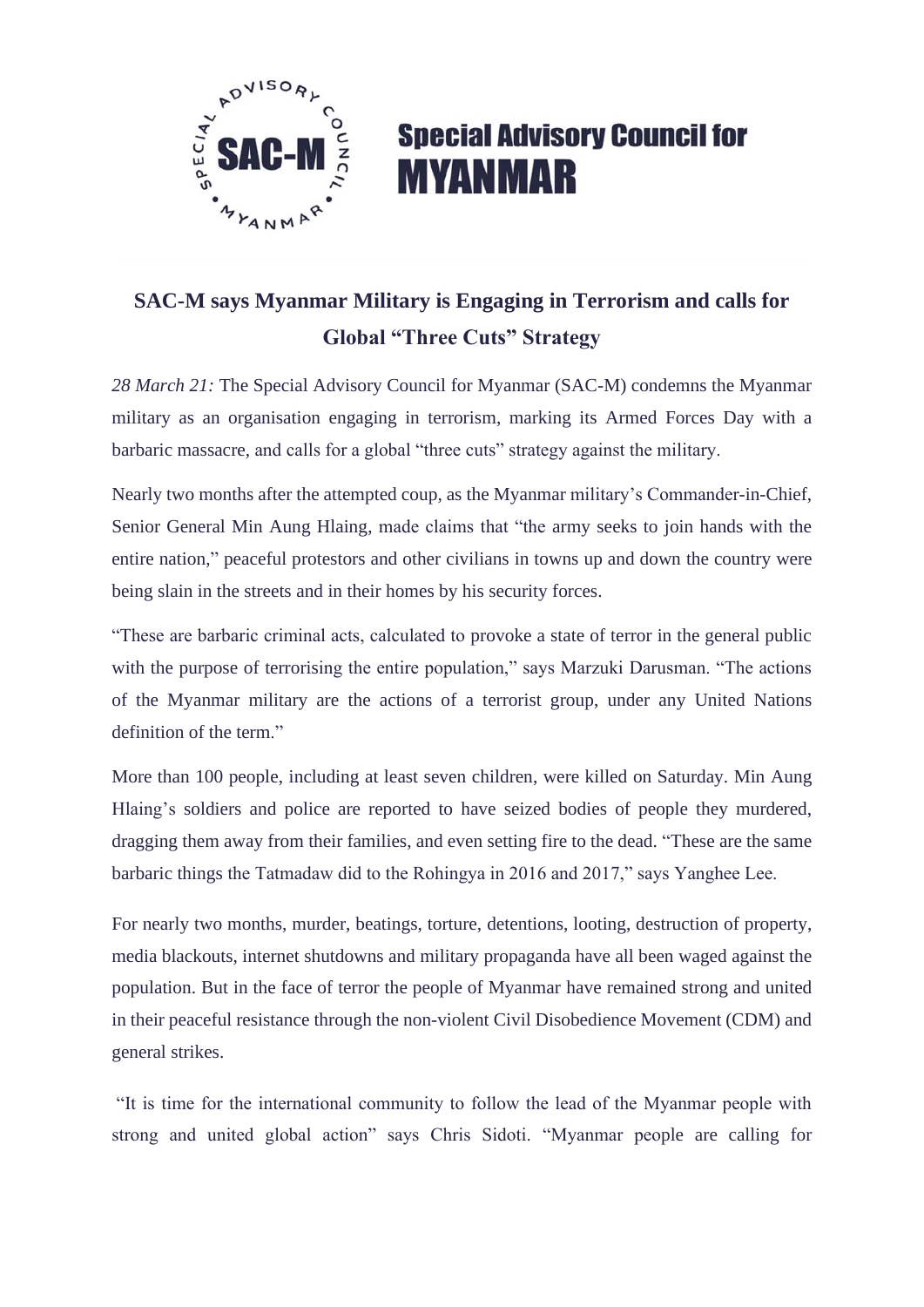**Special Advisory Council for MYANMAR**

# SAC-M says Myanmar Military is Engaging in Terrorism and calls for Global "Three Cuts" Strategy

*28 March 21:* The Special Advisory Council for Myanmar (SAC-M) condemns the Myanmar military as an organisation engaging in terrorism, marking its Armed Forces Day with a barbaric massacre, and calls for a global "three cuts" strategy against the military.

Nearly two months after the attempted coup, as the Myanmar military's Commander-in-Chief, Senior General Min Aung Hlaing, made claims that "the army seeks to join hands with the entire nation," peaceful protestors and other civilians in towns up and down the country were being slain in the streets and in their homes by his security forces.

"These are barbaric criminal acts, calculated to provoke a state of terror in the general public with the purpose of terrorising the entire population," says Marzuki Darusman. "The actions of the Myanmar military are the actions of a terrorist group, under any United Nations definition of the term."

More than 100 people, including at least seven children, were killed on Saturday. Min Aung Hlaing's soldiers and police are reported to have seized bodies of people they murdered, dragging them away from their families, and even setting fire to the dead. "These are the same barbaric things the Tatmadaw did to the Rohingya in 2016 and 2017," says Yanghee Lee.

For nearly two months, murder, beatings, torture, detentions, looting, destruction of property, media blackouts, internet shutdowns and military propaganda have all been waged against the population. But in the face of terror the people of Myanmar have remained strong and united in their peaceful resistance through the non-violent Civil Disobedience Movement (CDM) and general strikes.

"It is time for the international community to follow the lead of the Myanmar people with strong and united global action" says Chris Sidoti. "Myanmar people are calling for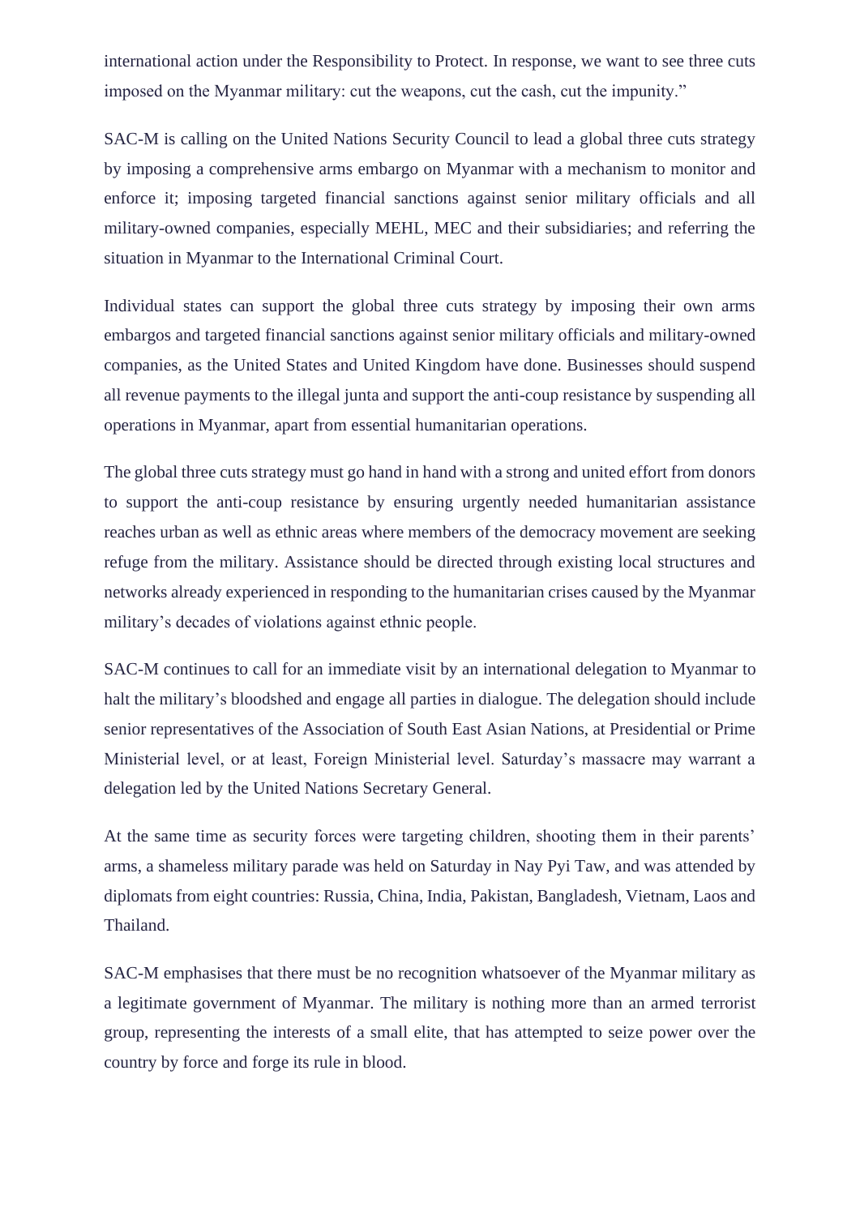international action under the Responsibility to Protect. In response, we want to see three cuts imposed on the Myanmar military: cut the weapons, cut the cash, cut the impunity."

SAC-M is calling on the United Nations Security Council to lead a global three cuts strategy by imposing a comprehensive arms embargo on Myanmar with a mechanism to monitor and enforce it; imposing targeted financial sanctions against senior military officials and all military-owned companies, especially MEHL, MEC and their subsidiaries; and referring the situation in Myanmar to the International Criminal Court.

Individual states can support the global three cuts strategy by imposing their own arms embargos and targeted financial sanctions against senior military officials and military-owned companies, as the United States and United Kingdom have done. Businesses should suspend all revenue payments to the illegal junta and support the anti-coup resistance by suspending all operations in Myanmar, apart from essential humanitarian operations.

The global three cuts strategy must go hand in hand with a strong and united effort from donors to support the anti-coup resistance by ensuring urgently needed humanitarian assistance reaches urban as well as ethnic areas where members of the democracy movement are seeking refuge from the military. Assistance should be directed through existing local structures and networks already experienced in responding to the humanitarian crises caused by the Myanmar military's decades of violations against ethnic people.

SAC-M continues to call for an immediate visit by an international delegation to Myanmar to halt the military's bloodshed and engage all parties in dialogue. The delegation should include senior representatives of the Association of South East Asian Nations, at Presidential or Prime Ministerial level, or at least, Foreign Ministerial level. Saturday's massacre may warrant a delegation led by the United Nations Secretary General.

At the same time as security forces were targeting children, shooting them in their parents' arms, a shameless military parade was held on Saturday in Nay Pyi Taw, and was attended by diplomats from eight countries: Russia, China, India, Pakistan, Bangladesh, Vietnam, Laos and Thailand.

SAC-M emphasises that there must be no recognition whatsoever of the Myanmar military as a legitimate government of Myanmar. The military is nothing more than an armed terrorist group, representing the interests of a small elite, that has attempted to seize power over the country by force and forge its rule in blood.